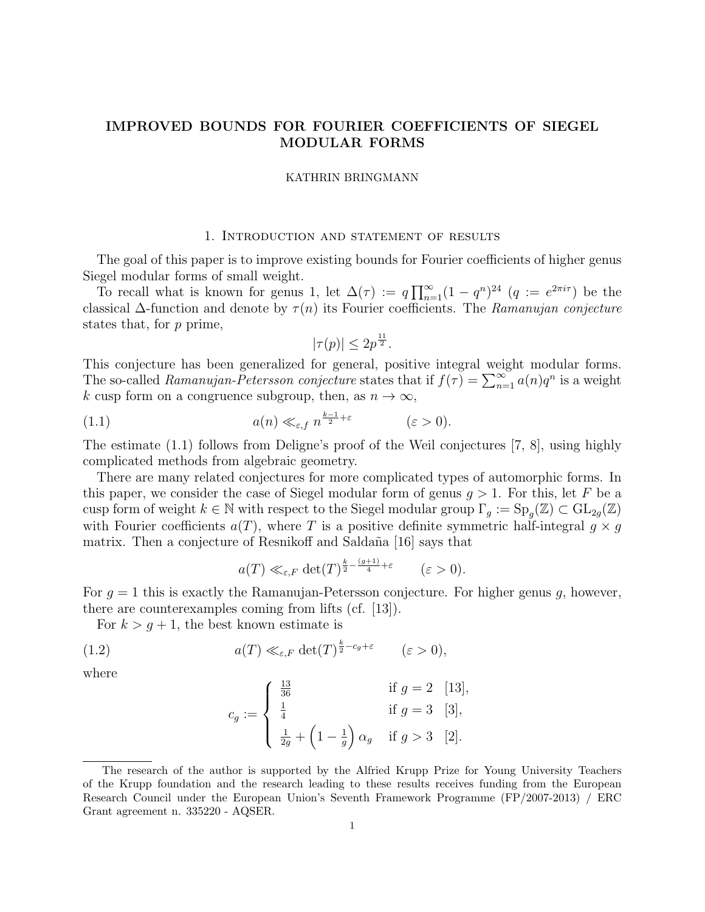# IMPROVED BOUNDS FOR FOURIER COEFFICIENTS OF SIEGEL MODULAR FORMS

KATHRIN BRINGMANN

## 1. Introduction and statement of results

The goal of this paper is to improve existing bounds for Fourier coefficients of higher genus Siegel modular forms of small weight.

To recall what is known for genus 1, let $\Delta(\tau) := q\prod_{n=1}^{\infty}(1-q^n)^{24}$ ($q := e^{2\pi i\tau}$) be the classical $\Delta$-function and denote by $\tau(n)$ its Fourier coefficients. The *Ramanujan conjecture* states that, for $p$ prime,

$$|\tau(p)| \leq 2p^{\frac{11}{2}}.$$

This conjecture has been generalized for general, positive integral weight modular forms. The so-called *Ramanujan-Petersson conjecture* states that if $f(\tau) = \sum_{n=1}^{\infty} a(n)q^n$ is a weight $k$ cusp form on a congruence subgroup, then, as $n \to \infty$,

$$a(n) \ll_{\varepsilon,f} n^{\frac{k-1}{2}+\varepsilon} \qquad (\varepsilon > 0). \tag{1.1}$$

The estimate (1.1) follows from Deligne's proof of the Weil conjectures [7, 8], using highly complicated methods from algebraic geometry.

There are many related conjectures for more complicated types of automorphic forms. In this paper, we consider the case of Siegel modular form of genus $g > 1$. For this, let $F$ be a cusp form of weight $k \in \mathbb{N}$ with respect to the Siegel modular group $\Gamma_g := \mathrm{Sp}_g(\mathbb{Z}) \subset \mathrm{GL}_{2g}(\mathbb{Z})$ with Fourier coefficients $a(T)$, where $T$ is a positive definite symmetric half-integral $g \times g$ matrix. Then a conjecture of Resnikoff and Saldaña [16] says that

$$a(T) \ll_{\varepsilon,F} \det(T)^{\frac{k}{2}-\frac{(g+1)}{4}+\varepsilon} \qquad (\varepsilon > 0).$$

For $g = 1$ this is exactly the Ramanujan-Petersson conjecture. For higher genus $g$, however, there are counterexamples coming from lifts (cf. [13]).

For $k > g + 1$, the best known estimate is

$$a(T) \ll_{\varepsilon,F} \det(T)^{\frac{k}{2}-c_g+\varepsilon} \qquad (\varepsilon > 0), \tag{1.2}$$

where

$$c_g := \begin{cases} \frac{13}{36} & \text{if } g = 2 \quad [13], \\ \frac{1}{4} & \text{if } g = 3 \quad [3], \\ \frac{1}{2g} + \left(1 - \frac{1}{g}\right)\alpha_g & \text{if } g > 3 \quad [2]. \end{cases}$$

---

The research of the author is supported by the Alfried Krupp Prize for Young University Teachers of the Krupp foundation and the research leading to these results receives funding from the European Research Council under the European Union's Seventh Framework Programme (FP/2007-2013) / ERC Grant agreement n. 335220 - AQSER.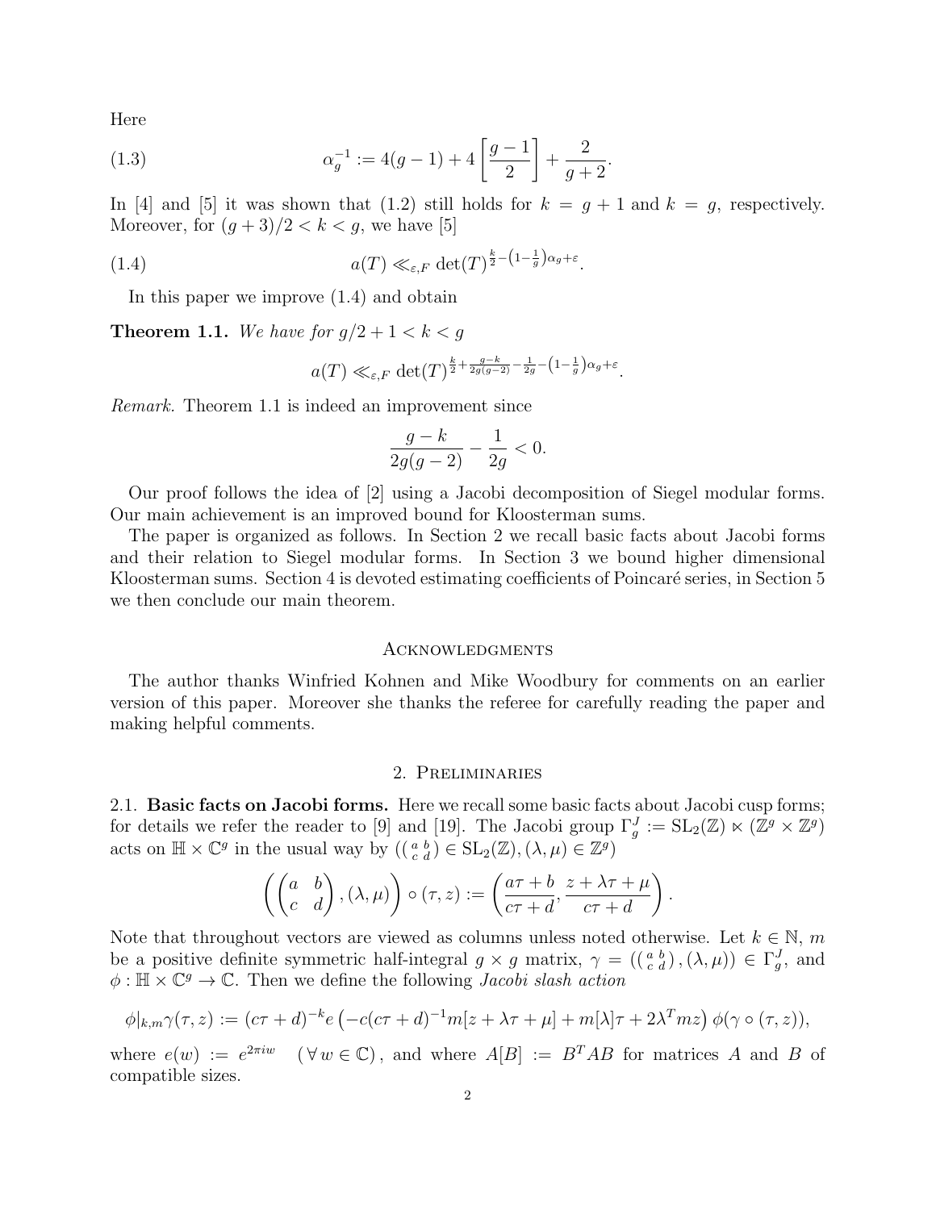Here

$$\alpha_g^{-1} := 4(g-1) + 4\left[\frac{g-1}{2}\right] + \frac{2}{g+2}. \tag{1.3}$$

In [4] and [5] it was shown that (1.2) still holds for $k = g+1$ and $k = g$, respectively. Moreover, for $(g+3)/2 < k < g$, we have [5]

$$a(T) \ll_{\varepsilon,F} \det(T)^{\frac{k}{2} - \left(1-\frac{1}{g}\right)\alpha_g + \varepsilon}. \tag{1.4}$$

In this paper we improve (1.4) and obtain

**Theorem 1.1.** *We have for $g/2 + 1 < k < g$*

$$a(T) \ll_{\varepsilon,F} \det(T)^{\frac{k}{2} + \frac{g-k}{2g(g-2)} - \frac{1}{2g} - \left(1-\frac{1}{g}\right)\alpha_g + \varepsilon}.$$

*Remark.* Theorem 1.1 is indeed an improvement since

$$\frac{g-k}{2g(g-2)} - \frac{1}{2g} < 0.$$

Our proof follows the idea of [2] using a Jacobi decomposition of Siegel modular forms. Our main achievement is an improved bound for Kloosterman sums.

The paper is organized as follows. In Section 2 we recall basic facts about Jacobi forms and their relation to Siegel modular forms. In Section 3 we bound higher dimensional Kloosterman sums. Section 4 is devoted estimating coefficients of Poincaré series, in Section 5 we then conclude our main theorem.

## Acknowledgments

The author thanks Winfried Kohnen and Mike Woodbury for comments on an earlier version of this paper. Moreover she thanks the referee for carefully reading the paper and making helpful comments.

## 2. Preliminaries

2.1. **Basic facts on Jacobi forms.** Here we recall some basic facts about Jacobi cusp forms; for details we refer the reader to [9] and [19]. The Jacobi group $\Gamma_g^J := \mathrm{SL}_2(\mathbb{Z}) \ltimes (\mathbb{Z}^g \times \mathbb{Z}^g)$ acts on $\mathbb{H} \times \mathbb{C}^g$ in the usual way by $\left(\left(\begin{smallmatrix} a & b \\ c & d \end{smallmatrix}\right) \in \mathrm{SL}_2(\mathbb{Z}), (\lambda,\mu) \in \mathbb{Z}^g\right)$

$$\left(\begin{pmatrix} a & b \\ c & d \end{pmatrix}, (\lambda, \mu)\right) \circ (\tau, z) := \left(\frac{a\tau + b}{c\tau + d}, \frac{z + \lambda\tau + \mu}{c\tau + d}\right).$$

Note that throughout vectors are viewed as columns unless noted otherwise. Let $k \in \mathbb{N}$, $m$ be a positive definite symmetric half-integral $g \times g$ matrix, $\gamma = \left(\left(\begin{smallmatrix} a & b \\ c & d \end{smallmatrix}\right), (\lambda, \mu)\right) \in \Gamma_g^J$, and $\phi : \mathbb{H} \times \mathbb{C}^g \to \mathbb{C}$. Then we define the following *Jacobi slash action*

$$\phi|_{k,m}\gamma(\tau, z) := (c\tau + d)^{-k} e\left(-c(c\tau+d)^{-1} m[z + \lambda\tau + \mu] + m[\lambda]\tau + 2\lambda^T m z\right) \phi(\gamma \circ (\tau, z)),$$

where $e(w) := e^{2\pi i w} \quad (\forall\, w \in \mathbb{C})$, and where $A[B] := B^T A B$ for matrices $A$ and $B$ of compatible sizes.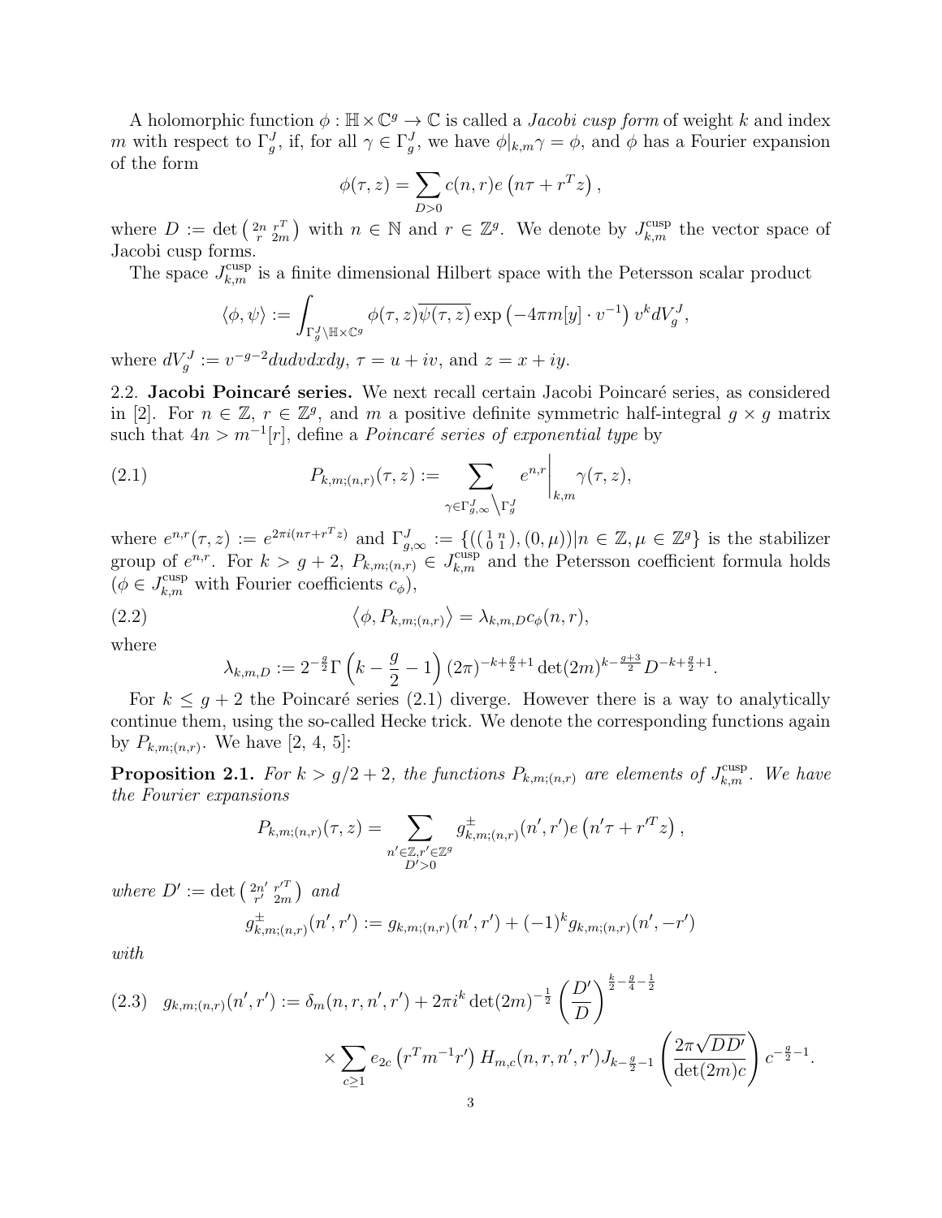A holomorphic function $\phi : \mathbb{H} \times \mathbb{C}^g \to \mathbb{C}$ is called a *Jacobi cusp form* of weight $k$ and index $m$ with respect to $\Gamma_g^J$, if, for all $\gamma \in \Gamma_g^J$, we have $\phi|_{k,m}\gamma = \phi$, and $\phi$ has a Fourier expansion of the form

$$\phi(\tau, z) = \sum_{D>0} c(n,r) e\left(n\tau + r^T z\right),$$

where $D := \det\left(\begin{smallmatrix} 2n & r^T \\ r & 2m \end{smallmatrix}\right)$ with $n \in \mathbb{N}$ and $r \in \mathbb{Z}^g$. We denote by $J_{k,m}^{\text{cusp}}$ the vector space of Jacobi cusp forms.

The space $J_{k,m}^{\text{cusp}}$ is a finite dimensional Hilbert space with the Petersson scalar product

$$\langle \phi, \psi \rangle := \int_{\Gamma_g^J \backslash \mathbb{H} \times \mathbb{C}^g} \phi(\tau, z) \overline{\psi(\tau, z)} \exp\left(-4\pi m[y] \cdot v^{-1}\right) v^k dV_g^J,$$

where $dV_g^J := v^{-g-2} du dv dx dy$, $\tau = u + iv$, and $z = x + iy$.

2.2. **Jacobi Poincaré series.** We next recall certain Jacobi Poincaré series, as considered in [2]. For $n \in \mathbb{Z}$, $r \in \mathbb{Z}^g$, and $m$ a positive definite symmetric half-integral $g \times g$ matrix such that $4n > m^{-1}[r]$, define a *Poincaré series of exponential type* by

$$P_{k,m;(n,r)}(\tau, z) := \sum_{\gamma \in \Gamma_{g,\infty}^J \big\backslash \Gamma_g^J} e^{n,r}\Big|_{k,m} \gamma(\tau, z), \tag{2.1}$$

where $e^{n,r}(\tau, z) := e^{2\pi i (n\tau + r^T z)}$ and $\Gamma_{g,\infty}^J := \{((\begin{smallmatrix} 1 & n \\ 0 & 1 \end{smallmatrix}), (0, \mu)) | n \in \mathbb{Z}, \mu \in \mathbb{Z}^g\}$ is the stabilizer group of $e^{n,r}$. For $k > g + 2$, $P_{k,m;(n,r)} \in J_{k,m}^{\text{cusp}}$ and the Petersson coefficient formula holds ($\phi \in J_{k,m}^{\text{cusp}}$ with Fourier coefficients $c_\phi$),

$$\left\langle \phi, P_{k,m;(n,r)} \right\rangle = \lambda_{k,m,D} c_\phi(n, r), \tag{2.2}$$

where

$$\lambda_{k,m,D} := 2^{-\frac{g}{2}} \Gamma\left(k - \frac{g}{2} - 1\right) (2\pi)^{-k+\frac{g}{2}+1} \det(2m)^{k-\frac{g+3}{2}} D^{-k+\frac{g}{2}+1}.$$

For $k \leq g + 2$ the Poincaré series (2.1) diverge. However there is a way to analytically continue them, using the so-called Hecke trick. We denote the corresponding functions again by $P_{k,m;(n,r)}$. We have [2, 4, 5]:

**Proposition 2.1.** *For $k > g/2 + 2$, the functions $P_{k,m;(n,r)}$ are elements of $J_{k,m}^{\text{cusp}}$. We have the Fourier expansions*

$$P_{k,m;(n,r)}(\tau, z) = \sum_{\substack{n' \in \mathbb{Z}, r' \in \mathbb{Z}^g \\ D' > 0}} g_{k,m;(n,r)}^{\pm}(n', r') e\left(n'\tau + r'^T z\right),$$

*where $D' := \det\left(\begin{smallmatrix} 2n' & r'^T \\ r' & 2m \end{smallmatrix}\right)$ and*

$$g_{k,m;(n,r)}^{\pm}(n', r') := g_{k,m;(n,r)}(n', r') + (-1)^k g_{k,m;(n,r)}(n', -r')$$

*with*

$$g_{k,m;(n,r)}(n', r') := \delta_m(n, r, n', r') + 2\pi i^k \det(2m)^{-\frac{1}{2}} \left(\frac{D'}{D}\right)^{\frac{k}{2} - \frac{g}{4} - \frac{1}{2}} \tag{2.3}$$

$$\times \sum_{c \geq 1} e_{2c}\left(r^T m^{-1} r'\right) H_{m,c}(n, r, n', r') J_{k-\frac{g}{2}-1}\left(\frac{2\pi\sqrt{DD'}}{\det(2m)c}\right) c^{-\frac{g}{2}-1}.$$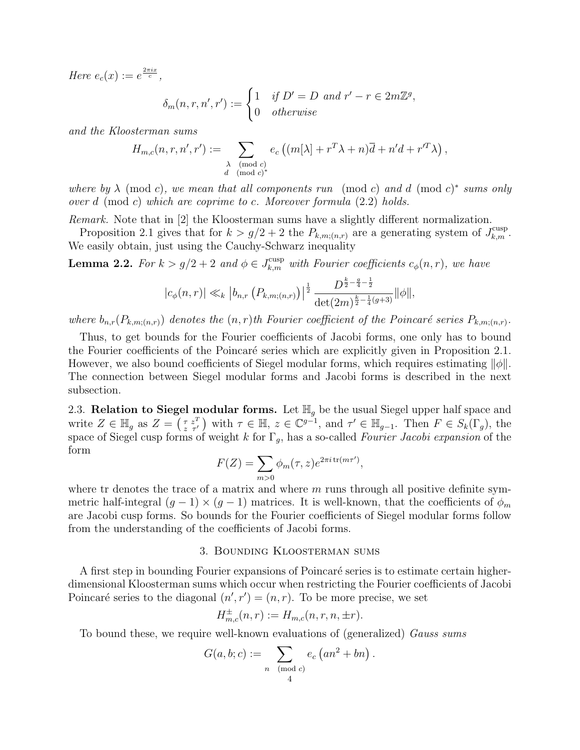*Here* $e_c(x) := e^{\frac{2\pi i x}{c}}$,

$$\delta_m(n,r,n',r') := \begin{cases} 1 & \text{if } D' = D \text{ and } r'-r \in 2m\mathbb{Z}^g, \\ 0 & \text{otherwise} \end{cases}$$

*and the Kloosterman sums*

$$H_{m,c}(n,r,n',r') := \sum_{\substack{\lambda \pmod{c} \\ d \pmod{c}^*}} e_c\left( (m[\lambda] + r^T\lambda + n)\overline{d} + n'd + r'^T\lambda \right),$$

*where by* $\lambda \pmod{c}$*, we mean that all components run* $\pmod{c}$ *and* $d \pmod{c}^*$ *sums only over* $d \pmod{c}$ *which are coprime to* $c$*. Moreover formula* (2.2) *holds.*

*Remark.* Note that in [2] the Kloosterman sums have a slightly different normalization.

Proposition 2.1 gives that for $k > g/2+2$ the $P_{k,m;(n,r)}$ are a generating system of $J_{k,m}^{\text{cusp}}$. We easily obtain, just using the Cauchy-Schwarz inequality

**Lemma 2.2.** *For* $k > g/2 + 2$ *and* $\phi \in J_{k,m}^{\text{cusp}}$ *with Fourier coefficients* $c_\phi(n,r)$*, we have*

$$|c_\phi(n,r)| \ll_k \left| b_{n,r}\left(P_{k,m;(n,r)}\right)\right|^{\frac{1}{2}} \frac{D^{\frac{k}{2}-\frac{g}{4}-\frac{1}{2}}}{\det(2m)^{\frac{k}{2}-\frac{1}{4}(g+3)}} \|\phi\|,$$

*where* $b_{n,r}(P_{k,m;(n,r)})$ *denotes the* $(n,r)$*th Fourier coefficient of the Poincaré series* $P_{k,m;(n,r)}$.

Thus, to get bounds for the Fourier coefficients of Jacobi forms, one only has to bound the Fourier coefficients of the Poincaré series which are explicitly given in Proposition 2.1. However, we also bound coefficients of Siegel modular forms, which requires estimating $\|\phi\|$. The connection between Siegel modular forms and Jacobi forms is described in the next subsection.

2.3. **Relation to Siegel modular forms.** Let $\mathbb{H}_g$ be the usual Siegel upper half space and write $Z \in \mathbb{H}_g$ as $Z = \left(\begin{smallmatrix} \tau & z^T \\ z & \tau' \end{smallmatrix}\right)$ with $\tau \in \mathbb{H}$, $z \in \mathbb{C}^{g-1}$, and $\tau' \in \mathbb{H}_{g-1}$. Then $F \in S_k(\Gamma_g)$, the space of Siegel cusp forms of weight $k$ for $\Gamma_g$, has a so-called *Fourier Jacobi expansion* of the form

$$F(Z) = \sum_{m>0} \phi_m(\tau, z) e^{2\pi i \operatorname{tr}(m\tau')},$$

where tr denotes the trace of a matrix and where $m$ runs through all positive definite symmetric half-integral $(g-1)\times(g-1)$ matrices. It is well-known, that the coefficients of $\phi_m$ are Jacobi cusp forms. So bounds for the Fourier coefficients of Siegel modular forms follow from the understanding of the coefficients of Jacobi forms.

## 3. Bounding Kloosterman sums

A first step in bounding Fourier expansions of Poincaré series is to estimate certain higher-dimensional Kloosterman sums which occur when restricting the Fourier coefficients of Jacobi Poincaré series to the diagonal $(n',r') = (n,r)$. To be more precise, we set

$$H_{m,c}^{\pm}(n,r) := H_{m,c}(n,r,n,\pm r).$$

To bound these, we require well-known evaluations of (generalized) *Gauss sums*

$$G(a,b;c) := \sum_{n \pmod{c}} e_c\left(an^2 + bn\right).$$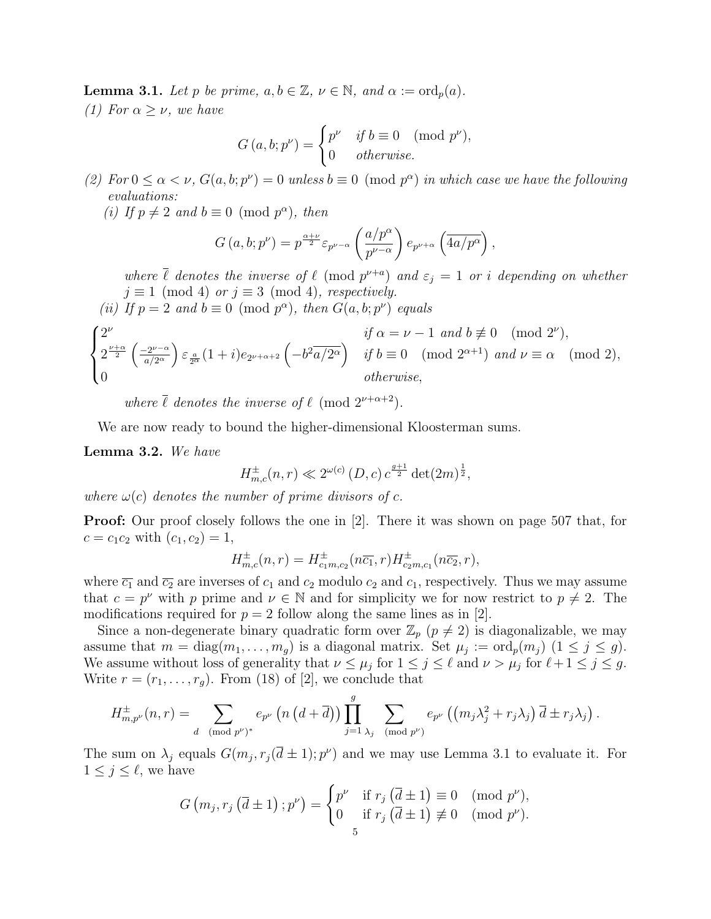**Lemma 3.1.** *Let $p$ be prime, $a, b \in \mathbb{Z}$, $\nu \in \mathbb{N}$, and $\alpha := \operatorname{ord}_p(a)$.*

*(1) For $\alpha \geq \nu$, we have*

$$G\left(a, b; p^{\nu}\right) = \begin{cases} p^{\nu} & \text{if } b \equiv 0 \pmod{p^{\nu}}, \\ 0 & \text{otherwise.} \end{cases}$$

*(2) For $0 \leq \alpha < \nu$, $G(a, b; p^{\nu}) = 0$ unless $b \equiv 0 \pmod{p^{\alpha}}$ in which case we have the following evaluations:*

*(i) If $p \neq 2$ and $b \equiv 0 \pmod{p^{\alpha}}$, then*

$$G\left(a, b; p^{\nu}\right) = p^{\frac{\alpha+\nu}{2}} \varepsilon_{p^{\nu-\alpha}} \left(\frac{a/p^{\alpha}}{p^{\nu-\alpha}}\right) e_{p^{\nu+\alpha}}\left(\overline{4a/p^{\alpha}}\right),$$

*where $\overline{\ell}$ denotes the inverse of $\ell \pmod{p^{\nu+a}}$ and $\varepsilon_j = 1$ or $i$ depending on whether $j \equiv 1 \pmod 4$ or $j \equiv 3 \pmod 4$, respectively.*

*(ii) If $p = 2$ and $b \equiv 0 \pmod{p^{\alpha}}$, then $G(a, b; p^{\nu})$ equals*

$$\begin{cases} 2^{\nu} & \text{if } \alpha = \nu - 1 \text{ and } b \not\equiv 0 \pmod{2^{\nu}}, \\ 2^{\frac{\nu+\alpha}{2}} \left(\frac{-2^{\nu-\alpha}}{a/2^{\alpha}}\right) \varepsilon_{\frac{a}{2^{\alpha}}} (1+i) e_{2^{\nu+\alpha+2}}\left(-b^2 \overline{a/2^{\alpha}}\right) & \text{if } b \equiv 0 \pmod{2^{\alpha+1}} \text{ and } \nu \equiv \alpha \pmod 2, \\ 0 & \text{otherwise,} \end{cases}$$

*where $\overline{\ell}$ denotes the inverse of $\ell \pmod{2^{\nu+\alpha+2}}$.*

We are now ready to bound the higher-dimensional Kloosterman sums.

**Lemma 3.2.** *We have*

$$H_{m,c}^{\pm}(n, r) \ll 2^{\omega(c)} (D, c)\, c^{\frac{g+1}{2}} \det(2m)^{\frac{1}{2}},$$

*where $\omega(c)$ denotes the number of prime divisors of $c$.*

**Proof:** Our proof closely follows the one in [2]. There it was shown on page 507 that, for $c = c_1 c_2$ with $(c_1, c_2) = 1$,

$$H_{m,c}^{\pm}(n, r) = H_{c_1 m, c_2}^{\pm}(n\overline{c_1}, r) H_{c_2 m, c_1}^{\pm}(n\overline{c_2}, r),$$

where $\overline{c_1}$ and $\overline{c_2}$ are inverses of $c_1$ and $c_2$ modulo $c_2$ and $c_1$, respectively. Thus we may assume that $c = p^{\nu}$ with $p$ prime and $\nu \in \mathbb{N}$ and for simplicity we for now restrict to $p \neq 2$. The modifications required for $p = 2$ follow along the same lines as in [2].

Since a non-degenerate binary quadratic form over $\mathbb{Z}_p$ ($p \neq 2$) is diagonalizable, we may assume that $m = \operatorname{diag}(m_1, \ldots, m_g)$ is a diagonal matrix. Set $\mu_j := \operatorname{ord}_p(m_j)$ ($1 \leq j \leq g$). We assume without loss of generality that $\nu \leq \mu_j$ for $1 \leq j \leq \ell$ and $\nu > \mu_j$ for $\ell + 1 \leq j \leq g$. Write $r = (r_1, \ldots, r_g)$. From (18) of [2], we conclude that

$$H_{m,p^{\nu}}^{\pm}(n, r) = \sum_{d \pmod{p^{\nu}}^*} e_{p^{\nu}}\left(n\left(d + \overline{d}\right)\right) \prod_{j=1}^{g} \sum_{\lambda_j \pmod{p^{\nu}}} e_{p^{\nu}}\left(\left(m_j \lambda_j^2 + r_j \lambda_j\right) \overline{d} \pm r_j \lambda_j\right).$$

The sum on $\lambda_j$ equals $G(m_j, r_j(\overline{d} \pm 1); p^{\nu})$ and we may use Lemma 3.1 to evaluate it. For $1 \leq j \leq \ell$, we have

$$G\left(m_j, r_j\left(\overline{d} \pm 1\right); p^{\nu}\right) = \begin{cases} p^{\nu} & \text{if } r_j\left(\overline{d} \pm 1\right) \equiv 0 \pmod{p^{\nu}}, \\ 0 & \text{if } r_j\left(\overline{d} \pm 1\right) \not\equiv 0 \pmod{p^{\nu}}. \end{cases}$$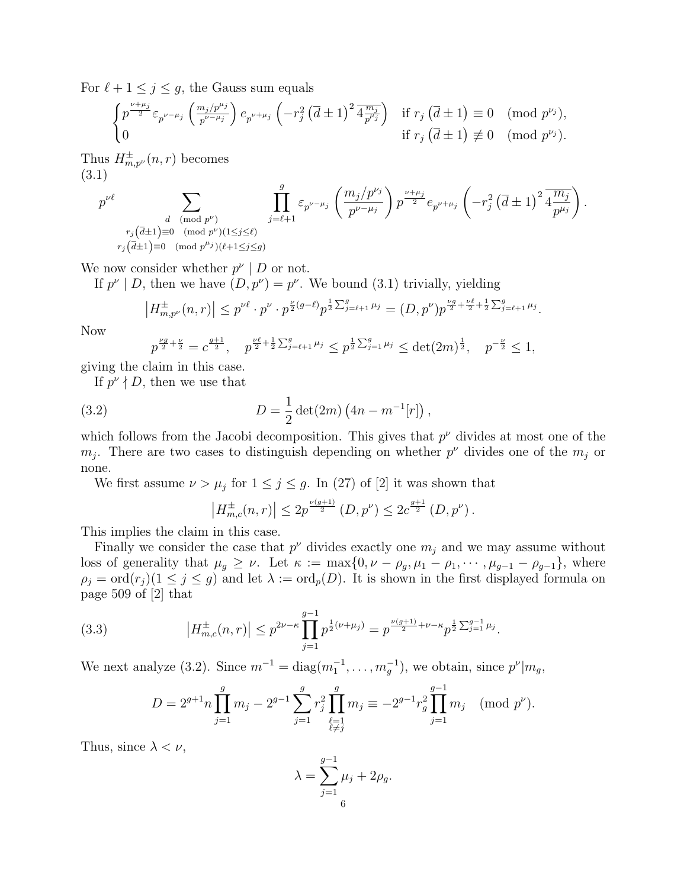For $\ell + 1 \le j \le g$, the Gauss sum equals

$$\begin{cases} p^{\frac{\nu+\mu_j}{2}} \varepsilon_{p^{\nu-\mu_j}} \left(\frac{m_j/p^{\mu_j}}{p^{\nu-\mu_j}}\right) e_{p^{\nu+\mu_j}} \left(-r_j^2 \left(\overline{d} \pm 1\right)^2 4 \overline{\frac{m_j}{p^{\mu_j}}}\right) & \text{if } r_j \left(\overline{d} \pm 1\right) \equiv 0 \pmod{p^{\nu_j}}, \\ 0 & \text{if } r_j \left(\overline{d} \pm 1\right) \not\equiv 0 \pmod{p^{\nu_j}}. \end{cases}$$

Thus $H^{\pm}_{m,p^\nu}(n,r)$ becomes

(3.1)

$$p^{\nu\ell} \sum_{\substack{d \pmod{p^\nu} \\ r_j\left(\overline{d}\pm 1\right) \equiv 0 \pmod{p^\nu} (1 \le j \le \ell) \\ r_j\left(\overline{d}\pm 1\right) \equiv 0 \pmod{p^{\mu_j}} (\ell+1 \le j \le g)}} \prod_{j=\ell+1}^{g} \varepsilon_{p^{\nu-\mu_j}} \left(\frac{m_j/p^{\nu_j}}{p^{\nu-\mu_j}}\right) p^{\frac{\nu+\mu_j}{2}} e_{p^{\nu+\mu_j}} \left(-r_j^2 \left(\overline{d} \pm 1\right)^2 4 \overline{\frac{m_j}{p^{\mu_j}}}\right).$$

We now consider whether $p^\nu \mid D$ or not.

If $p^\nu \mid D$, then we have $(D, p^\nu) = p^\nu$. We bound (3.1) trivially, yielding

$$\left|H^{\pm}_{m,p^\nu}(n,r)\right| \le p^{\nu\ell} \cdot p^\nu \cdot p^{\frac{\nu}{2}(g-\ell)} p^{\frac{1}{2}\sum_{j=\ell+1}^{g} \mu_j} = (D, p^\nu) p^{\frac{\nu g}{2} + \frac{\nu\ell}{2} + \frac{1}{2}\sum_{j=\ell+1}^{g} \mu_j}.$$

Now

$$p^{\frac{\nu g}{2} + \frac{\nu}{2}} = c^{\frac{g+1}{2}}, \quad p^{\frac{\nu\ell}{2} + \frac{1}{2}\sum_{j=\ell+1}^{g} \mu_j} \le p^{\frac{1}{2}\sum_{j=1}^{g} \mu_j} \le \det(2m)^{\frac{1}{2}}, \quad p^{-\frac{\nu}{2}} \le 1,$$

giving the claim in this case.

If $p^\nu \nmid D$, then we use that

$$D = \frac{1}{2} \det(2m) \left(4n - m^{-1}[r]\right), \tag{3.2}$$

which follows from the Jacobi decomposition. This gives that $p^\nu$ divides at most one of the $m_j$. There are two cases to distinguish depending on whether $p^\nu$ divides one of the $m_j$ or none.

We first assume $\nu > \mu_j$ for $1 \le j \le g$. In (27) of [2] it was shown that

$$\left|H^{\pm}_{m,c}(n,r)\right| \le 2p^{\frac{\nu(g+1)}{2}} (D, p^\nu) \le 2c^{\frac{g+1}{2}} (D, p^\nu).$$

This implies the claim in this case.

Finally we consider the case that $p^\nu$ divides exactly one $m_j$ and we may assume without loss of generality that $\mu_g \ge \nu$. Let $\kappa := \max\{0, \nu - \rho_g, \mu_1 - \rho_1, \cdots, \mu_{g-1} - \rho_{g-1}\}$, where $\rho_j = \operatorname{ord}(r_j) (1 \le j \le g)$ and let $\lambda := \operatorname{ord}_p(D)$. It is shown in the first displayed formula on page 509 of [2] that

$$\left|H^{\pm}_{m,c}(n,r)\right| \le p^{2\nu-\kappa} \prod_{j=1}^{g-1} p^{\frac{1}{2}(\nu+\mu_j)} = p^{\frac{\nu(g+1)}{2} + \nu - \kappa} p^{\frac{1}{2}\sum_{j=1}^{g-1} \mu_j}. \tag{3.3}$$

We next analyze (3.2). Since $m^{-1} = \operatorname{diag}(m_1^{-1}, \ldots, m_g^{-1})$, we obtain, since $p^\nu | m_g$,

$$D = 2^{g+1} n \prod_{j=1}^{g} m_j - 2^{g-1} \sum_{j=1}^{g} r_j^2 \prod_{\substack{\ell=1 \\ \ell \ne j}}^{g} m_j \equiv -2^{g-1} r_g^2 \prod_{j=1}^{g-1} m_j \pmod{p^\nu}.$$

Thus, since $\lambda < \nu$,

$$\lambda = \sum_{j=1}^{g-1} \mu_j + 2\rho_g.$$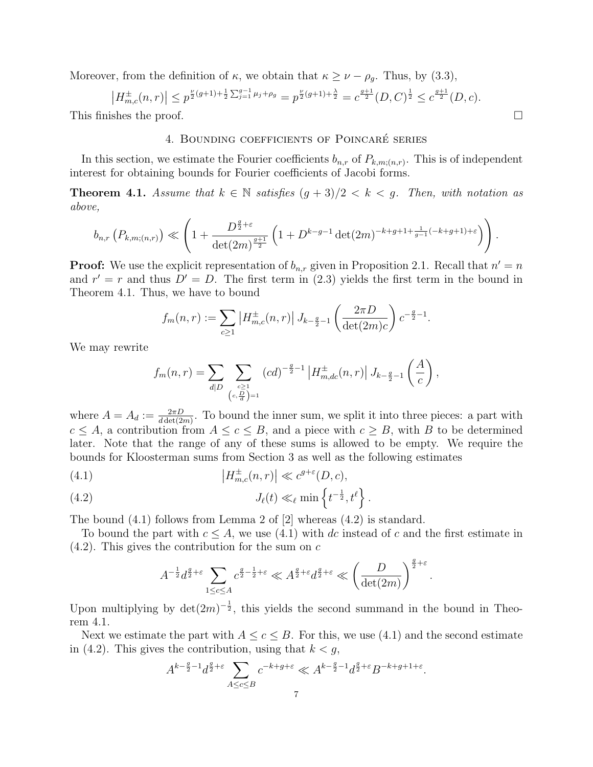Moreover, from the definition of $\kappa$, we obtain that $\kappa \geq \nu - \rho_g$. Thus, by (3.3),

$$\left|H_{m,c}^{\pm}(n,r)\right| \leq p^{\frac{\nu}{2}(g+1)+\frac{1}{2}\sum_{j=1}^{g-1}\mu_j+\rho_g} = p^{\frac{\nu}{2}(g+1)+\frac{\lambda}{2}} = c^{\frac{g+1}{2}}(D,C)^{\frac{1}{2}} \leq c^{\frac{g+1}{2}}(D,c).$$

This finishes the proof. $\square$

## 4. Bounding coefficients of Poincaré series

In this section, we estimate the Fourier coefficients $b_{n,r}$ of $P_{k,m;(n,r)}$. This is of independent interest for obtaining bounds for Fourier coefficients of Jacobi forms.

**Theorem 4.1.** *Assume that $k \in \mathbb{N}$ satisfies $(g+3)/2 < k < g$. Then, with notation as above,*

$$b_{n,r}\left(P_{k,m;(n,r)}\right) \ll \left(1 + \frac{D^{\frac{g}{2}+\varepsilon}}{\det(2m)^{\frac{g+1}{2}}}\left(1 + D^{k-g-1}\det(2m)^{-k+g+1+\frac{1}{g-1}(-k+g+1)+\varepsilon}\right)\right).$$

**Proof:** We use the explicit representation of $b_{n,r}$ given in Proposition 2.1. Recall that $n' = n$ and $r' = r$ and thus $D' = D$. The first term in (2.3) yields the first term in the bound in Theorem 4.1. Thus, we have to bound

$$f_m(n,r) := \sum_{c\geq 1}\left|H_{m,c}^{\pm}(n,r)\right| J_{k-\frac{g}{2}-1}\left(\frac{2\pi D}{\det(2m)c}\right)c^{-\frac{g}{2}-1}.$$

We may rewrite

$$f_m(n,r) = \sum_{d|D}\sum_{\substack{c\geq 1\\ \left(c,\frac{D}{d}\right)=1}}(cd)^{-\frac{g}{2}-1}\left|H_{m,dc}^{\pm}(n,r)\right| J_{k-\frac{g}{2}-1}\left(\frac{A}{c}\right),$$

where $A = A_d := \frac{2\pi D}{d\det(2m)}$. To bound the inner sum, we split it into three pieces: a part with $c \leq A$, a contribution from $A \leq c \leq B$, and a piece with $c \geq B$, with $B$ to be determined later. Note that the range of any of these sums is allowed to be empty. We require the bounds for Kloosterman sums from Section 3 as well as the following estimates

$$\left|H_{m,c}^{\pm}(n,r)\right| \ll c^{g+\varepsilon}(D,c), \tag{4.1}$$

$$J_\ell(t) \ll_\ell \min\left\{t^{-\frac{1}{2}}, t^\ell\right\}. \tag{4.2}$$

The bound (4.1) follows from Lemma 2 of [2] whereas (4.2) is standard.

To bound the part with $c \leq A$, we use (4.1) with $dc$ instead of $c$ and the first estimate in (4.2). This gives the contribution for the sum on $c$

$$A^{-\frac{1}{2}}d^{\frac{g}{2}+\varepsilon}\sum_{1\leq c\leq A}c^{\frac{g}{2}-\frac{1}{2}+\varepsilon} \ll A^{\frac{g}{2}+\varepsilon}d^{\frac{g}{2}+\varepsilon} \ll \left(\frac{D}{\det(2m)}\right)^{\frac{g}{2}+\varepsilon}.$$

Upon multiplying by $\det(2m)^{-\frac{1}{2}}$, this yields the second summand in the bound in Theorem 4.1.

Next we estimate the part with $A \leq c \leq B$. For this, we use (4.1) and the second estimate in (4.2). This gives the contribution, using that $k < g$,

$$A^{k-\frac{g}{2}-1}d^{\frac{g}{2}+\varepsilon}\sum_{A\leq c\leq B}c^{-k+g+\varepsilon} \ll A^{k-\frac{g}{2}-1}d^{\frac{g}{2}+\varepsilon}B^{-k+g+1+\varepsilon}.$$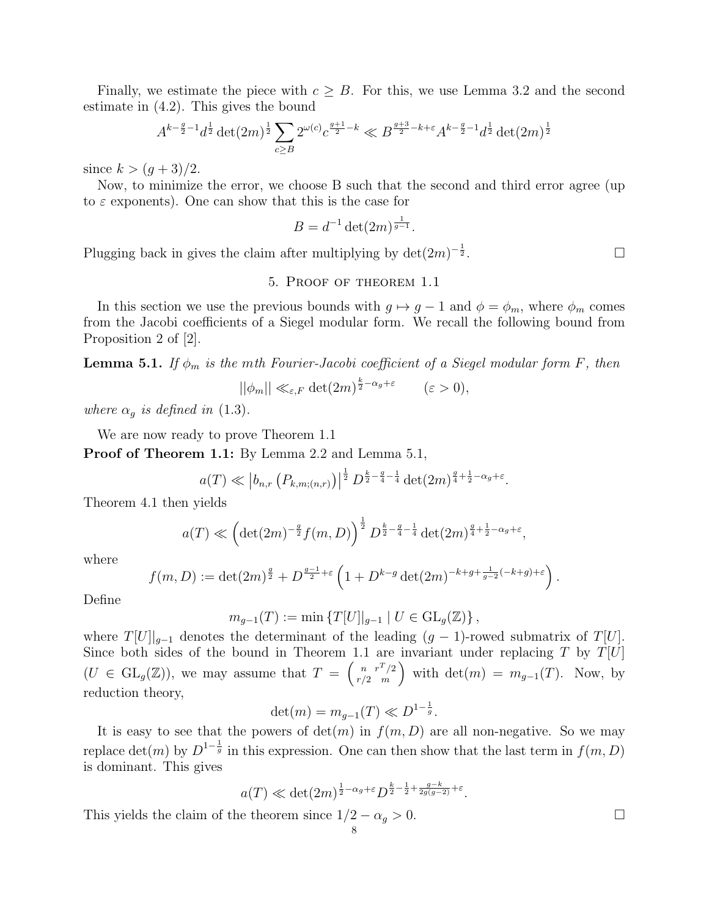Finally, we estimate the piece with $c \geq B$. For this, we use Lemma 3.2 and the second estimate in (4.2). This gives the bound

$$A^{k-\frac{g}{2}-1} d^{\frac{1}{2}} \det(2m)^{\frac{1}{2}} \sum_{c \geq B} 2^{\omega(c)} c^{\frac{g+1}{2}-k} \ll B^{\frac{g+3}{2}-k+\varepsilon} A^{k-\frac{g}{2}-1} d^{\frac{1}{2}} \det(2m)^{\frac{1}{2}}$$

since $k > (g+3)/2$.

Now, to minimize the error, we choose B such that the second and third error agree (up to $\varepsilon$ exponents). One can show that this is the case for

$$B = d^{-1} \det(2m)^{\frac{1}{g-1}}.$$

Plugging back in gives the claim after multiplying by $\det(2m)^{-\frac{1}{2}}$. $\square$

## 5. Proof of theorem 1.1

In this section we use the previous bounds with $g \mapsto g-1$ and $\phi = \phi_m$, where $\phi_m$ comes from the Jacobi coefficients of a Siegel modular form. We recall the following bound from Proposition 2 of [2].

**Lemma 5.1.** *If $\phi_m$ is the mth Fourier-Jacobi coefficient of a Siegel modular form $F$, then*

$$||\phi_m|| \ll_{\varepsilon, F} \det(2m)^{\frac{k}{2}-\alpha_g+\varepsilon} \qquad (\varepsilon > 0),$$

*where $\alpha_g$ is defined in* (1.3).

We are now ready to prove Theorem 1.1

**Proof of Theorem 1.1:** By Lemma 2.2 and Lemma 5.1,

$$a(T) \ll \left| b_{n,r}\left(P_{k,m;(n,r)}\right) \right|^{\frac{1}{2}} D^{\frac{k}{2}-\frac{g}{4}-\frac{1}{4}} \det(2m)^{\frac{g}{4}+\frac{1}{2}-\alpha_g+\varepsilon}.$$

Theorem 4.1 then yields

$$a(T) \ll \left(\det(2m)^{-\frac{g}{2}} f(m,D)\right)^{\frac{1}{2}} D^{\frac{k}{2}-\frac{g}{4}-\frac{1}{4}} \det(2m)^{\frac{g}{4}+\frac{1}{2}-\alpha_g+\varepsilon},$$

where

$$f(m,D) := \det(2m)^{\frac{g}{2}} + D^{\frac{g-1}{2}+\varepsilon}\left(1 + D^{k-g} \det(2m)^{-k+g+\frac{1}{g-2}(-k+g)+\varepsilon}\right).$$

Define

$$m_{g-1}(T) := \min\left\{ T[U]|_{g-1} \mid U \in \mathrm{GL}_g(\mathbb{Z})\right\},$$

where $T[U]|_{g-1}$ denotes the determinant of the leading $(g-1)$-rowed submatrix of $T[U]$. Since both sides of the bound in Theorem 1.1 are invariant under replacing $T$ by $T[U]$ ($U \in \mathrm{GL}_g(\mathbb{Z})$), we may assume that $T = \begin{pmatrix} n & r^T/2 \\ r/2 & m \end{pmatrix}$ with $\det(m) = m_{g-1}(T)$. Now, by reduction theory,

$$\det(m) = m_{g-1}(T) \ll D^{1-\frac{1}{g}}.$$

It is easy to see that the powers of $\det(m)$ in $f(m,D)$ are all non-negative. So we may replace $\det(m)$ by $D^{1-\frac{1}{g}}$ in this expression. One can then show that the last term in $f(m,D)$ is dominant. This gives

$$a(T) \ll \det(2m)^{\frac{1}{2}-\alpha_g+\varepsilon} D^{\frac{k}{2}-\frac{1}{2}+\frac{g-k}{2g(g-2)}+\varepsilon}.$$

This yields the claim of the theorem since $1/2 - \alpha_g > 0$. $\square$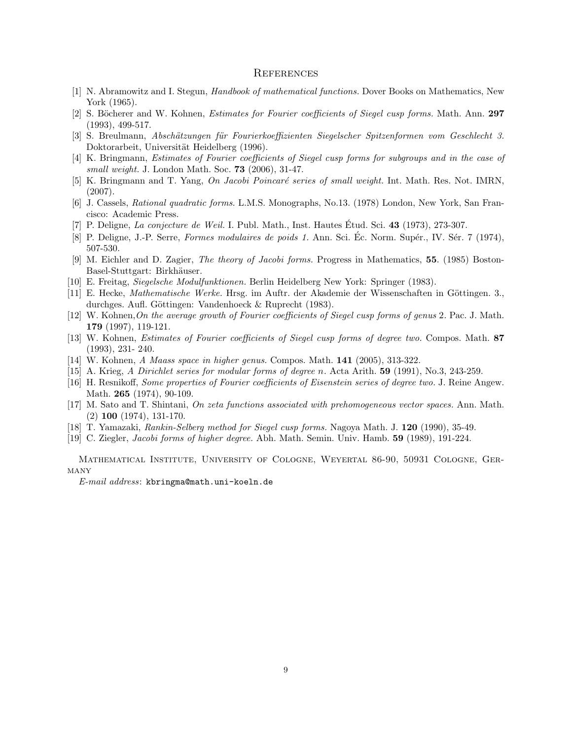## References

[1] N. Abramowitz and I. Stegun, *Handbook of mathematical functions.* Dover Books on Mathematics, New York (1965).

[2] S. Böcherer and W. Kohnen, *Estimates for Fourier coefficients of Siegel cusp forms.* Math. Ann. **297** (1993), 499-517.

[3] S. Breulmann, *Abschätzungen für Fourierkoeffizienten Siegelscher Spitzenformen vom Geschlecht 3.* Doktorarbeit, Universität Heidelberg (1996).

[4] K. Bringmann, *Estimates of Fourier coefficients of Siegel cusp forms for subgroups and in the case of small weight.* J. London Math. Soc. **73** (2006), 31-47.

[5] K. Bringmann and T. Yang, *On Jacobi Poincaré series of small weight.* Int. Math. Res. Not. IMRN, (2007).

[6] J. Cassels, *Rational quadratic forms.* L.M.S. Monographs, No.13. (1978) London, New York, San Francisco: Academic Press.

[7] P. Deligne, *La conjecture de Weil.* I. Publ. Math., Inst. Hautes Étud. Sci. **43** (1973), 273-307.

[8] P. Deligne, J.-P. Serre, *Formes modulaires de poids 1.* Ann. Sci. Éc. Norm. Supér., IV. Sér. 7 (1974), 507-530.

[9] M. Eichler and D. Zagier, *The theory of Jacobi forms.* Progress in Mathematics, **55**. (1985) Boston-Basel-Stuttgart: Birkhäuser.

[10] E. Freitag, *Siegelsche Modulfunktionen.* Berlin Heidelberg New York: Springer (1983).

[11] E. Hecke, *Mathematische Werke.* Hrsg. im Auftr. der Akademie der Wissenschaften in Göttingen. 3., durchges. Aufl. Göttingen: Vandenhoeck & Ruprecht (1983).

[12] W. Kohnen, *On the average growth of Fourier coefficients of Siegel cusp forms of genus* 2. Pac. J. Math. **179** (1997), 119-121.

[13] W. Kohnen, *Estimates of Fourier coefficients of Siegel cusp forms of degree two.* Compos. Math. **87** (1993), 231- 240.

[14] W. Kohnen, *A Maass space in higher genus.* Compos. Math. **141** (2005), 313-322.

[15] A. Krieg, *A Dirichlet series for modular forms of degree n.* Acta Arith. **59** (1991), No.3, 243-259.

[16] H. Resnikoff, *Some properties of Fourier coefficients of Eisenstein series of degree two.* J. Reine Angew. Math. **265** (1974), 90-109.

[17] M. Sato and T. Shintani, *On zeta functions associated with prehomogeneous vector spaces.* Ann. Math. (2) **100** (1974), 131-170.

[18] T. Yamazaki, *Rankin-Selberg method for Siegel cusp forms.* Nagoya Math. J. **120** (1990), 35-49.

[19] C. Ziegler, *Jacobi forms of higher degree.* Abh. Math. Semin. Univ. Hamb. **59** (1989), 191-224.

Mathematical Institute, University of Cologne, Weyertal 86-90, 50931 Cologne, Germany

*E-mail address*: kbringma@math.uni-koeln.de